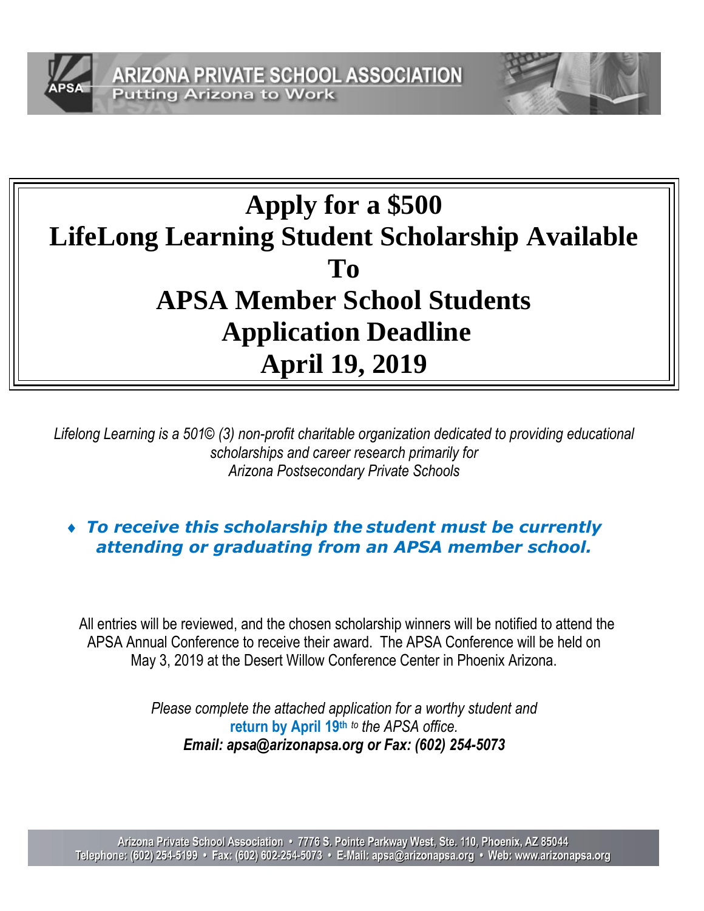# ARIZONA PRIVATE SCHOOL ASSOCIATION

Putting Arizona to Work

# Apply for a $500
# LifeLong Learning Student Scholarship Available To APSA Member School Students
# Application Deadline April 19, 2019

*Lifelong Learning is a 501© (3) non-profit charitable organization dedicated to providing educational scholarships and career research primarily for Arizona Postsecondary Private Schools*

- ***To receive this scholarship the student must be currently attending or graduating from an APSA member school.***

All entries will be reviewed, and the chosen scholarship winners will be notified to attend the APSA Annual Conference to receive their award. The APSA Conference will be held on May 3, 2019 at the Desert Willow Conference Center in Phoenix Arizona.

*Please complete the attached application for a worthy student and* **return by April 19th** *to the APSA office.*
***Email: apsa@arizonapsa.org or Fax: (602) 254-5073***

Arizona Private School Association • 7776 S. Pointe Parkway West, Ste. 110, Phoenix, AZ 85044
Telephone: (602) 254-5199 • Fax: (602) 602-254-5073 • E-Mail: apsa@arizonapsa.org • Web: www.arizonapsa.org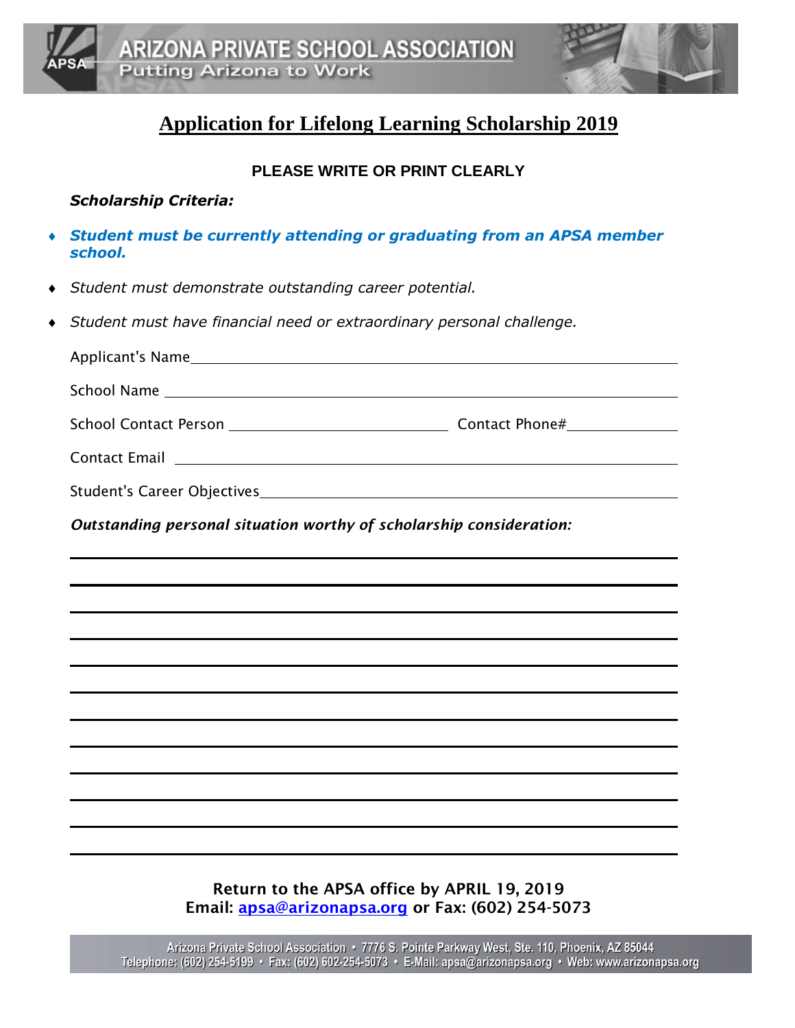ARIZONA PRIVATE SCHOOL ASSOCIATION
Putting Arizona to Work

# Application for Lifelong Learning Scholarship 2019

**PLEASE WRITE OR PRINT CLEARLY**

***Scholarship Criteria:***

- ***Student must be currently attending or graduating from an APSA member school.***
- *Student must demonstrate outstanding career potential.*
- *Student must have financial need or extraordinary personal challenge.*

Applicant's Name ____________________

School Name ____________________

School Contact Person ____________________ Contact Phone# ____________________

Contact Email ____________________

Student's Career Objectives ____________________

***Outstanding personal situation worthy of scholarship consideration:***

____________________

____________________

____________________

____________________

____________________

____________________

____________________

____________________

____________________

____________________

____________________

____________________

**Return to the APSA office by APRIL 19, 2019**
**Email: apsa@arizonapsa.org or Fax: (602) 254-5073**

Arizona Private School Association • 7776 S. Pointe Parkway West, Ste. 110, Phoenix, AZ 85044
Telephone: (602) 254-5199 • Fax: (602) 602-254-5073 • E-Mail: apsa@arizonapsa.org • Web: www.arizonapsa.org